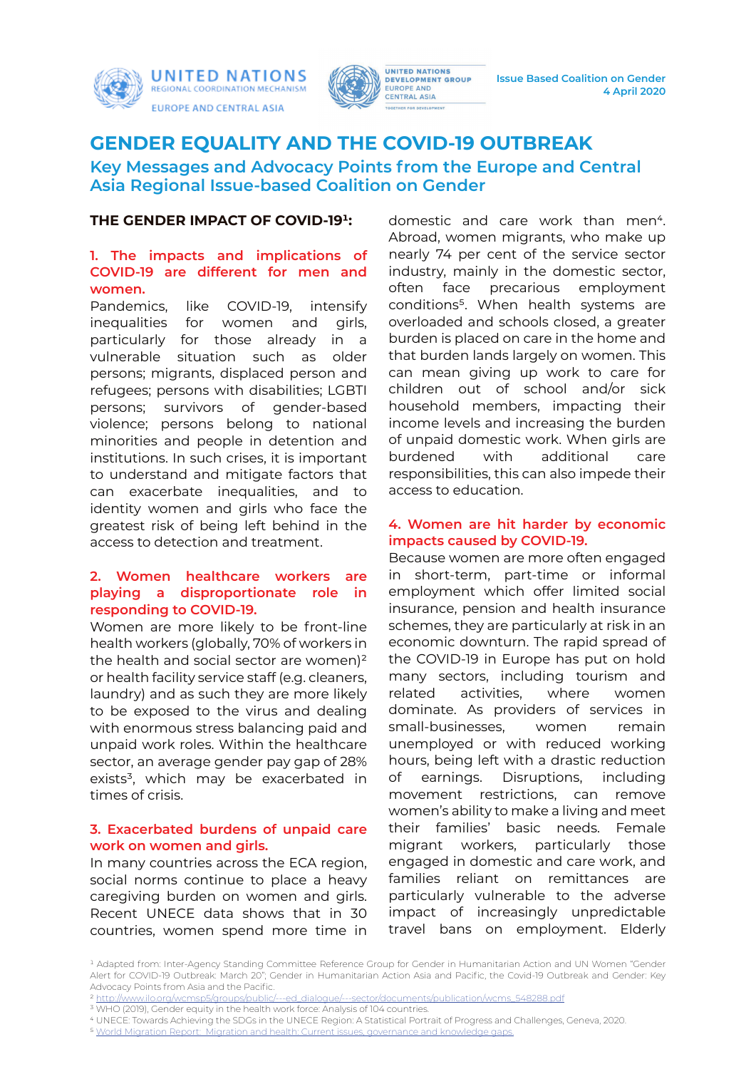Issue Based Coalition on Gender
4 April 2020

# GENDER EQUALITY AND THE COVID-19 OUTBREAK

## Key Messages and Advocacy Points from the Europe and Central Asia Regional Issue-based Coalition on Gender

### THE GENDER IMPACT OF COVID-19[1]:

#### 1. The impacts and implications of COVID-19 are different for men and women.

Pandemics, like COVID-19, intensify inequalities for women and girls, particularly for those already in a vulnerable situation such as older persons; migrants, displaced person and refugees; persons with disabilities; LGBTI persons; survivors of gender-based violence; persons belong to national minorities and people in detention and institutions. In such crises, it is important to understand and mitigate factors that can exacerbate inequalities, and to identity women and girls who face the greatest risk of being left behind in the access to detection and treatment.

#### 2. Women healthcare workers are playing a disproportionate role in responding to COVID-19.

Women are more likely to be front-line health workers (globally, 70% of workers in the health and social sector are women)[2] or health facility service staff (e.g. cleaners, laundry) and as such they are more likely to be exposed to the virus and dealing with enormous stress balancing paid and unpaid work roles. Within the healthcare sector, an average gender pay gap of 28% exists[3], which may be exacerbated in times of crisis.

#### 3. Exacerbated burdens of unpaid care work on women and girls.

In many countries across the ECA region, social norms continue to place a heavy caregiving burden on women and girls. Recent UNECE data shows that in 30 countries, women spend more time in domestic and care work than men[4]. Abroad, women migrants, who make up nearly 74 per cent of the service sector industry, mainly in the domestic sector, often face precarious employment conditions[5]. When health systems are overloaded and schools closed, a greater burden is placed on care in the home and that burden lands largely on women. This can mean giving up work to care for children out of school and/or sick household members, impacting their income levels and increasing the burden of unpaid domestic work. When girls are burdened with additional care responsibilities, this can also impede their access to education.

#### 4. Women are hit harder by economic impacts caused by COVID-19.

Because women are more often engaged in short-term, part-time or informal employment which offer limited social insurance, pension and health insurance schemes, they are particularly at risk in an economic downturn. The rapid spread of the COVID-19 in Europe has put on hold many sectors, including tourism and related activities, where women dominate. As providers of services in small-businesses, women remain unemployed or with reduced working hours, being left with a drastic reduction of earnings. Disruptions, including movement restrictions, can remove women's ability to make a living and meet their families' basic needs. Female migrant workers, particularly those engaged in domestic and care work, and families reliant on remittances are particularly vulnerable to the adverse impact of increasingly unpredictable travel bans on employment. Elderly

---

[1] Adapted from: Inter-Agency Standing Committee Reference Group for Gender in Humanitarian Action and UN Women "Gender Alert for COVID-19 Outbreak: March 20"; Gender in Humanitarian Action Asia and Pacific, the Covid-19 Outbreak and Gender: Key Advocacy Points from Asia and the Pacific.

[2] http://www.ilo.org/wcmsp5/groups/public/---ed_dialogue/---sector/documents/publication/wcms_548288.pdf

[3] WHO (2019), Gender equity in the health work force: Analysis of 104 countries.

[4] UNECE: Towards Achieving the SDGs in the UNECE Region: A Statistical Portrait of Progress and Challenges, Geneva, 2020.

[5] World Migration Report: Migration and health: Current issues, governance and knowledge gaps.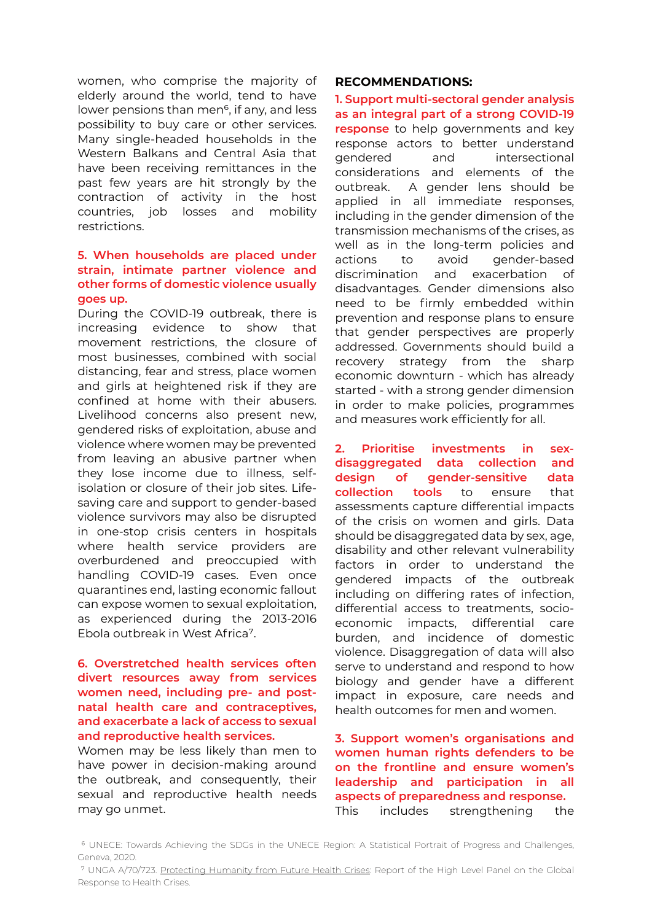women, who comprise the majority of elderly around the world, tend to have lower pensions than men[6], if any, and less possibility to buy care or other services. Many single-headed households in the Western Balkans and Central Asia that have been receiving remittances in the past few years are hit strongly by the contraction of activity in the host countries, job losses and mobility restrictions.

**5. When households are placed under strain, intimate partner violence and other forms of domestic violence usually goes up.**

During the COVID-19 outbreak, there is increasing evidence to show that movement restrictions, the closure of most businesses, combined with social distancing, fear and stress, place women and girls at heightened risk if they are confined at home with their abusers. Livelihood concerns also present new, gendered risks of exploitation, abuse and violence where women may be prevented from leaving an abusive partner when they lose income due to illness, self-isolation or closure of their job sites. Life-saving care and support to gender-based violence survivors may also be disrupted in one-stop crisis centers in hospitals where health service providers are overburdened and preoccupied with handling COVID-19 cases. Even once quarantines end, lasting economic fallout can expose women to sexual exploitation, as experienced during the 2013-2016 Ebola outbreak in West Africa[7].

**6. Overstretched health services often divert resources away from services women need, including pre- and post-natal health care and contraceptives, and exacerbate a lack of access to sexual and reproductive health services.**

Women may be less likely than men to have power in decision-making around the outbreak, and consequently, their sexual and reproductive health needs may go unmet.

**RECOMMENDATIONS:**

**1. Support multi-sectoral gender analysis as an integral part of a strong COVID-19 response** to help governments and key response actors to better understand gendered and intersectional considerations and elements of the outbreak. A gender lens should be applied in all immediate responses, including in the gender dimension of the transmission mechanisms of the crises, as well as in the long-term policies and actions to avoid gender-based discrimination and exacerbation of disadvantages. Gender dimensions also need to be firmly embedded within prevention and response plans to ensure that gender perspectives are properly addressed. Governments should build a recovery strategy from the sharp economic downturn - which has already started - with a strong gender dimension in order to make policies, programmes and measures work efficiently for all.

**2. Prioritise investments in sex-disaggregated data collection and design of gender-sensitive data collection tools** to ensure that assessments capture differential impacts of the crisis on women and girls. Data should be disaggregated data by sex, age, disability and other relevant vulnerability factors in order to understand the gendered impacts of the outbreak including on differing rates of infection, differential access to treatments, socio-economic impacts, differential care burden, and incidence of domestic violence. Disaggregation of data will also serve to understand and respond to how biology and gender have a different impact in exposure, care needs and health outcomes for men and women.

**3. Support women's organisations and women human rights defenders to be on the frontline and ensure women's leadership and participation in all aspects of preparedness and response.**

This includes strengthening the

[6] UNECE: Towards Achieving the SDGs in the UNECE Region: A Statistical Portrait of Progress and Challenges, Geneva, 2020.

[7] UNGA A/70/723. Protecting Humanity from Future Health Crises: Report of the High Level Panel on the Global Response to Health Crises.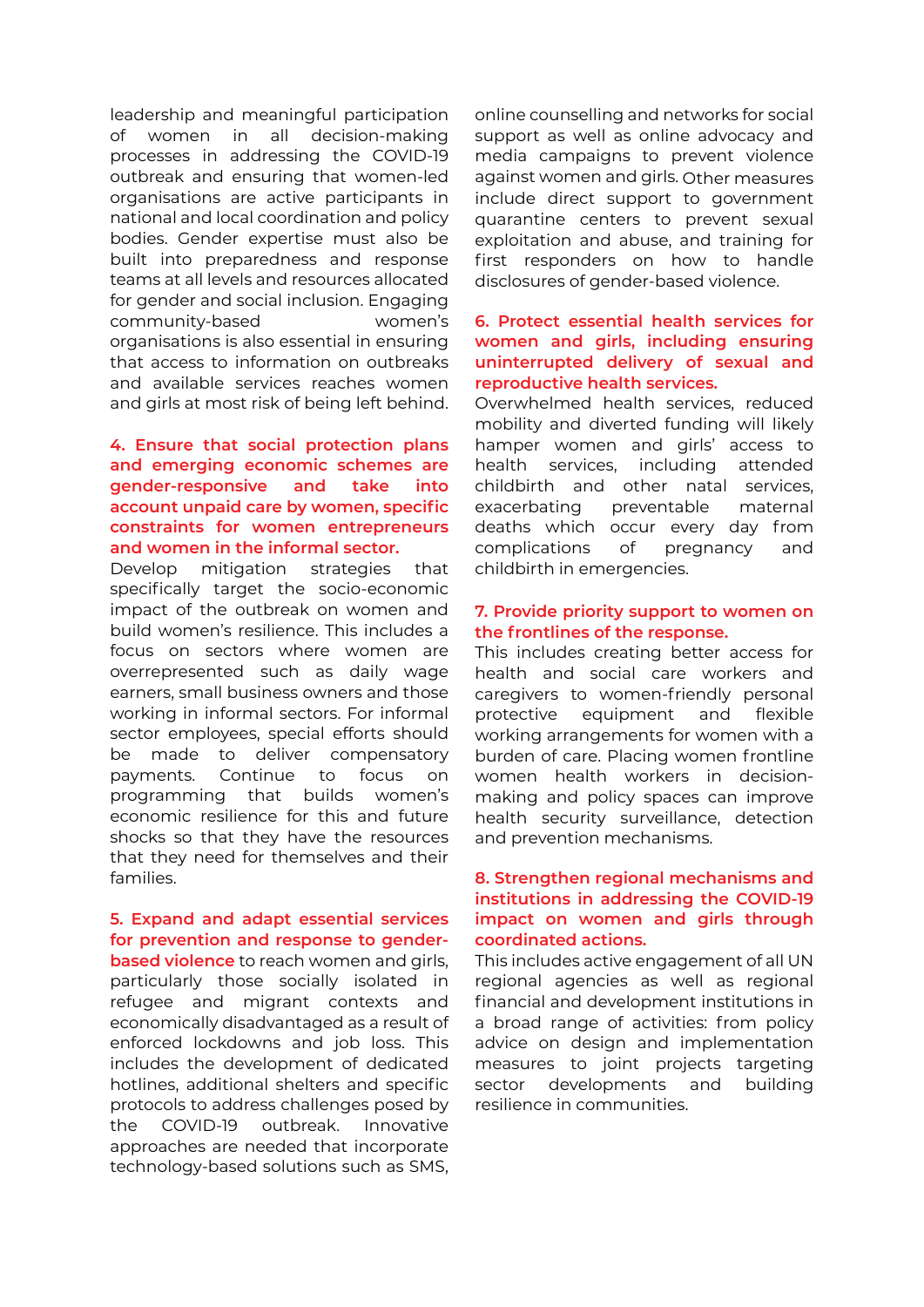leadership and meaningful participation of women in all decision-making processes in addressing the COVID-19 outbreak and ensuring that women-led organisations are active participants in national and local coordination and policy bodies. Gender expertise must also be built into preparedness and response teams at all levels and resources allocated for gender and social inclusion. Engaging community-based women's organisations is also essential in ensuring that access to information on outbreaks and available services reaches women and girls at most risk of being left behind.

**4. Ensure that social protection plans and emerging economic schemes are gender-responsive and take into account unpaid care by women, specific constraints for women entrepreneurs and women in the informal sector.**

Develop mitigation strategies that specifically target the socio-economic impact of the outbreak on women and build women's resilience. This includes a focus on sectors where women are overrepresented such as daily wage earners, small business owners and those working in informal sectors. For informal sector employees, special efforts should be made to deliver compensatory payments. Continue to focus on programming that builds women's economic resilience for this and future shocks so that they have the resources that they need for themselves and their families.

**5. Expand and adapt essential services for prevention and response to gender-based violence** to reach women and girls, particularly those socially isolated in refugee and migrant contexts and economically disadvantaged as a result of enforced lockdowns and job loss. This includes the development of dedicated hotlines, additional shelters and specific protocols to address challenges posed by the COVID-19 outbreak. Innovative approaches are needed that incorporate technology-based solutions such as SMS, online counselling and networks for social support as well as online advocacy and media campaigns to prevent violence against women and girls. Other measures include direct support to government quarantine centers to prevent sexual exploitation and abuse, and training for first responders on how to handle disclosures of gender-based violence.

**6. Protect essential health services for women and girls, including ensuring uninterrupted delivery of sexual and reproductive health services.**

Overwhelmed health services, reduced mobility and diverted funding will likely hamper women and girls' access to health services, including attended childbirth and other natal services, exacerbating preventable maternal deaths which occur every day from complications of pregnancy and childbirth in emergencies.

**7. Provide priority support to women on the frontlines of the response.**

This includes creating better access for health and social care workers and caregivers to women-friendly personal protective equipment and flexible working arrangements for women with a burden of care. Placing women frontline women health workers in decision-making and policy spaces can improve health security surveillance, detection and prevention mechanisms.

**8. Strengthen regional mechanisms and institutions in addressing the COVID-19 impact on women and girls through coordinated actions.**

This includes active engagement of all UN regional agencies as well as regional financial and development institutions in a broad range of activities: from policy advice on design and implementation measures to joint projects targeting sector developments and building resilience in communities.